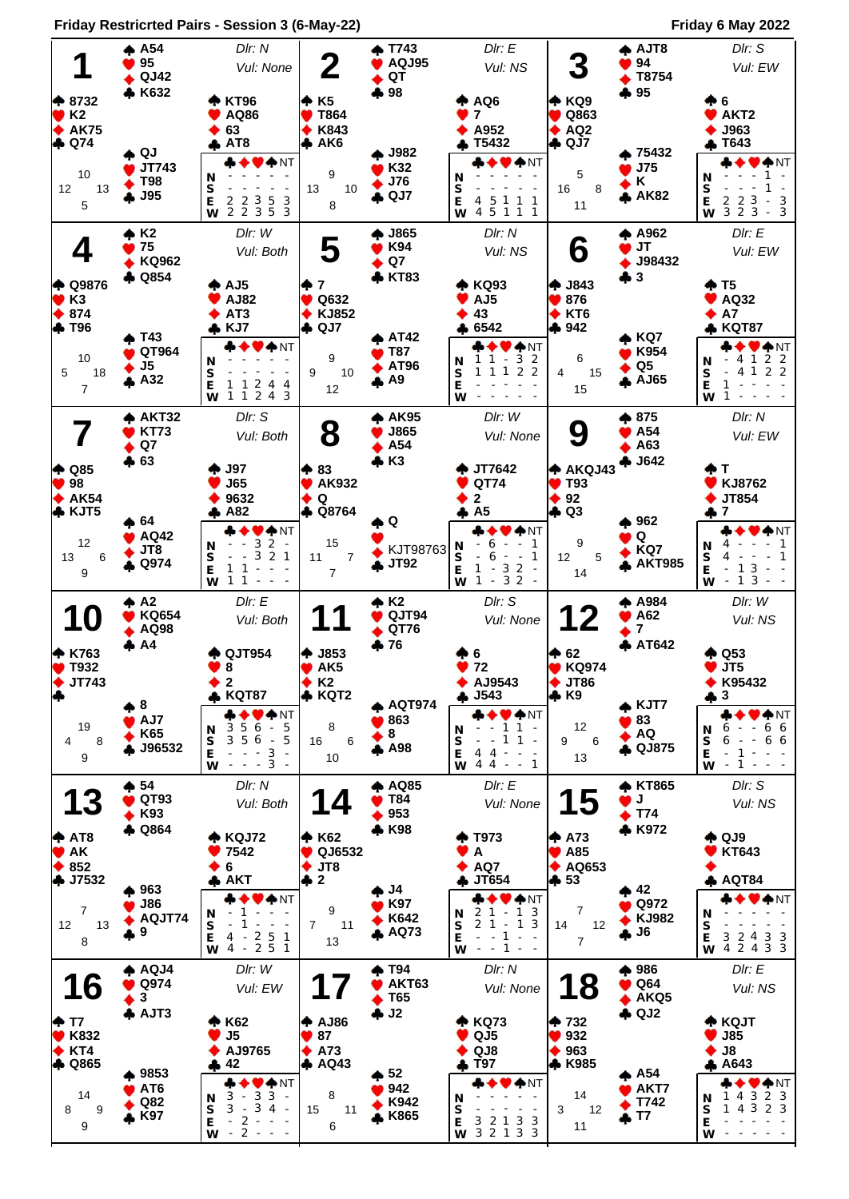# Friday Restricrted Pairs - Session 3 (6-May-22)

**Friday 6 May 2022**

## Board 1

Dlr: N — Vul: None

- **North:** ♠ A54 ♥ 95 ♦ QJ42 ♣ K632
- **West:** ♠ 8732 ♥ K2 ♦ AK75 ♣ Q74
- **East:** ♠ KT96 ♥ AQ86 ♦ 63 ♣ AT8
- **South:** ♠ QJ ♥ JT743 ♦ T98 ♣ J95

HCP: N 10, W 12, E 13, S 5

| | ♣ | ♦ | ♥ | ♠ | NT |
|---|---|---|---|---|---|
| N | - | - | - | - | - |
| S | - | - | - | - | - |
| E | 2 | 2 | 3 | 5 | 3 |
| W | 2 | 2 | 3 | 5 | 3 |

## Board 2

Dlr: E — Vul: NS

- **North:** ♠ T743 ♥ AQJ95 ♦ QT ♣ 98
- **West:** ♠ K5 ♥ T864 ♦ K843 ♣ AK6
- **East:** ♠ AQ6 ♥ 7 ♦ A952 ♣ T5432
- **South:** ♠ J982 ♥ K32 ♦ J76 ♣ QJ7

HCP: N 9, W 13, E 10, S 8

| | ♣ | ♦ | ♥ | ♠ | NT |
|---|---|---|---|---|---|
| N | - | - | - | - | - |
| S | - | - | - | - | - |
| E | 4 | 5 | 1 | 1 | 1 |
| W | 4 | 5 | 1 | 1 | 1 |

## Board 3

Dlr: S — Vul: EW

- **North:** ♠ AJT8 ♥ 94 ♦ T8754 ♣ 95
- **West:** ♠ KQ9 ♥ Q863 ♦ AQ2 ♣ QJ7
- **East:** ♠ 6 ♥ AKT2 ♦ J963 ♣ T643
- **South:** ♠ 75432 ♥ J75 ♦ K ♣ AK82

HCP: N 5, W 16, E 8, S 11

| | ♣ | ♦ | ♥ | ♠ | NT |
|---|---|---|---|---|---|
| N | - | - | - | 1 | - |
| S | - | - | - | 1 | - |
| E | 2 | 2 | 3 | - | 3 |
| W | 3 | 2 | 3 | - | 3 |

## Board 4

Dlr: W — Vul: Both

- **North:** ♠ K2 ♥ 75 ♦ KQ962 ♣ Q854
- **West:** ♠ Q9876 ♥ K3 ♦ 874 ♣ T96
- **East:** ♠ AJ5 ♥ AJ82 ♦ AT3 ♣ KJ7
- **South:** ♠ T43 ♥ QT964 ♦ J5 ♣ A32

HCP: N 10, W 5, E 18, S 7

| | ♣ | ♦ | ♥ | ♠ | NT |
|---|---|---|---|---|---|
| N | - | - | - | - | - |
| S | - | - | - | - | - |
| E | 1 | 1 | 2 | 4 | 4 |
| W | 1 | 1 | 2 | 4 | 3 |

## Board 5

Dlr: N — Vul: NS

- **North:** ♠ J865 ♥ K94 ♦ Q7 ♣ KT83
- **West:** ♠ 7 ♥ Q632 ♦ KJ852 ♣ QJ7
- **East:** ♠ KQ93 ♥ AJ5 ♦ 43 ♣ 6542
- **South:** ♠ AT42 ♥ T87 ♦ AT96 ♣ A9

HCP: N 9, W 9, E 10, S 12

| | ♣ | ♦ | ♥ | ♠ | NT |
|---|---|---|---|---|---|
| N | 1 | 1 | - | 3 | 2 |
| S | 1 | 1 | 1 | 2 | 2 |
| E | - | - | - | - | - |
| W | - | - | - | - | - |

## Board 6

Dlr: E — Vul: EW

- **North:** ♠ A962 ♥ JT ♦ J98432 ♣ 3
- **West:** ♠ J843 ♥ 876 ♦ KT6 ♣ 942
- **East:** ♠ T5 ♥ AQ32 ♦ A7 ♣ KQT87
- **South:** ♠ KQ7 ♥ K954 ♦ Q5 ♣ AJ65

HCP: N 6, W 4, E 15, S 15

| | ♣ | ♦ | ♥ | ♠ | NT |
|---|---|---|---|---|---|
| N | - | 4 | 1 | 2 | 2 |
| S | - | 4 | 1 | 2 | 2 |
| E | 1 | - | - | - | - |
| W | 1 | - | - | - | - |

## Board 7

Dlr: S — Vul: Both

- **North:** ♠ AKT32 ♥ KT73 ♦ Q7 ♣ 63
- **West:** ♠ Q85 ♥ 98 ♦ AK54 ♣ KJT5
- **East:** ♠ J97 ♥ J65 ♦ 9632 ♣ A82
- **South:** ♠ 64 ♥ AQ42 ♦ JT8 ♣ Q974

HCP: N 12, W 13, E 6, S 9

| | ♣ | ♦ | ♥ | ♠ | NT |
|---|---|---|---|---|---|
| N | - | - | 3 | 2 | - |
| S | - | - | 3 | 2 | 1 |
| E | 1 | 1 | - | - | - |
| W | 1 | 1 | - | - | - |

## Board 8

Dlr: W — Vul: None

- **North:** ♠ AK95 ♥ J865 ♦ A54 ♣ K3
- **West:** ♠ 83 ♥ AK932 ♦ Q ♣ Q8764
- **East:** ♠ JT7642 ♥ QT74 ♦ 2 ♣ A5
- **South:** ♠ Q ♥ — ♦ KJT98763 ♣ JT92

HCP: N 15, W 11, E 7, S 7

| | ♣ | ♦ | ♥ | ♠ | NT |
|---|---|---|---|---|---|
| N | - | 6 | - | - | 1 |
| S | - | 6 | - | - | 1 |
| E | 1 | - | 3 | 2 | - |
| W | 1 | - | 3 | 2 | - |

## Board 9

Dlr: N — Vul: EW

- **North:** ♠ 875 ♥ A54 ♦ A63 ♣ J642
- **West:** ♠ AKQJ43 ♥ T93 ♦ 92 ♣ Q3
- **East:** ♠ T ♥ KJ8762 ♦ JT854 ♣ 7
- **South:** ♠ 962 ♥ Q ♦ KQ7 ♣ AKT985

HCP: N 9, W 12, E 5, S 14

| | ♣ | ♦ | ♥ | ♠ | NT |
|---|---|---|---|---|---|
| N | 4 | - | - | - | 1 |
| S | 4 | - | - | - | 1 |
| E | - | 1 | 3 | - | - |
| W | - | 1 | 3 | - | - |

## Board 10

Dlr: E — Vul: Both

- **North:** ♠ A2 ♥ KQ654 ♦ AQ98 ♣ A4
- **West:** ♠ K763 ♥ T932 ♦ JT743 ♣ —
- **East:** ♠ QJT954 ♥ 8 ♦ 2 ♣ KQT87
- **South:** ♠ 8 ♥ AJ7 ♦ K65 ♣ J96532

HCP: N 19, W 4, E 8, S 9

| | ♣ | ♦ | ♥ | ♠ | NT |
|---|---|---|---|---|---|
| N | 3 | 5 | 6 | - | 5 |
| S | 3 | 5 | 6 | - | 5 |
| E | - | - | - | 3 | - |
| W | - | - | - | 3 | - |

## Board 11

Dlr: S — Vul: None

- **North:** ♠ K2 ♥ QJT94 ♦ QT76 ♣ 76
- **West:** ♠ J853 ♥ AK5 ♦ K2 ♣ KQT2
- **East:** ♠ 6 ♥ 72 ♦ AJ9543 ♣ J543
- **South:** ♠ AQT974 ♥ 863 ♦ 8 ♣ A98

HCP: N 8, W 16, E 6, S 10

| | ♣ | ♦ | ♥ | ♠ | NT |
|---|---|---|---|---|---|
| N | - | - | 1 | 1 | - |
| S | - | - | 1 | 1 | - |
| E | 4 | 4 | - | - | - |
| W | 4 | 4 | - | - | 1 |

## Board 12

Dlr: W — Vul: NS

- **North:** ♠ A984 ♥ A62 ♦ 7 ♣ AT642
- **West:** ♠ 62 ♥ KQ974 ♦ JT86 ♣ K9
- **East:** ♠ Q53 ♥ JT5 ♦ K95432 ♣ 3
- **South:** ♠ KJT7 ♥ 83 ♦ AQ ♣ QJ875

HCP: N 12, W 9, E 6, S 13

| | ♣ | ♦ | ♥ | ♠ | NT |
|---|---|---|---|---|---|
| N | 6 | - | - | 6 | 6 |
| S | 6 | - | - | 6 | 6 |
| E | - | 1 | - | - | - |
| W | - | 1 | - | - | - |

## Board 13

Dlr: N — Vul: Both

- **North:** ♠ 54 ♥ QT93 ♦ K93 ♣ Q864
- **West:** ♠ AT8 ♥ AK ♦ 852 ♣ J7532
- **East:** ♠ KQJ72 ♥ 7542 ♦ 6 ♣ AKT
- **South:** ♠ 963 ♥ J86 ♦ AQJT74 ♣ 9

HCP: N 7, W 12, E 13, S 8

| | ♣ | ♦ | ♥ | ♠ | NT |
|---|---|---|---|---|---|
| N | - | 1 | - | - | - |
| S | - | 1 | - | - | - |
| E | 4 | - | 2 | 5 | 1 |
| W | 4 | - | 2 | 5 | 1 |

## Board 14

Dlr: E — Vul: None

- **North:** ♠ AQ85 ♥ T84 ♦ 953 ♣ K98
- **West:** ♠ K62 ♥ QJ6532 ♦ JT8 ♣ 2
- **East:** ♠ T973 ♥ A ♦ AQ7 ♣ JT654
- **South:** ♠ J4 ♥ K97 ♦ K642 ♣ AQ73

HCP: N 9, W 7, E 11, S 13

| | ♣ | ♦ | ♥ | ♠ | NT |
|---|---|---|---|---|---|
| N | 2 | 1 | - | 1 | 3 |
| S | 2 | 1 | - | 1 | 3 |
| E | - | - | 1 | - | - |
| W | - | - | 1 | - | - |

## Board 15

Dlr: S — Vul: NS

- **North:** ♠ KT865 ♥ J ♦ T74 ♣ K972
- **West:** ♠ A73 ♥ A85 ♦ AQ653 ♣ 53
- **East:** ♠ QJ9 ♥ KT643 ♦ — ♣ AQT84
- **South:** ♠ 42 ♥ Q972 ♦ KJ982 ♣ J6

HCP: N 7, W 14, E 12, S 7

| | ♣ | ♦ | ♥ | ♠ | NT |
|---|---|---|---|---|---|
| N | - | - | - | - | - |
| S | - | - | - | - | - |
| E | 3 | 2 | 4 | 3 | 3 |
| W | 4 | 2 | 4 | 3 | 3 |

## Board 16

Dlr: W — Vul: EW

- **North:** ♠ AQJ4 ♥ Q974 ♦ 3 ♣ AJT3
- **West:** ♠ T7 ♥ K832 ♦ KT4 ♣ Q865
- **East:** ♠ K62 ♥ J5 ♦ AJ9765 ♣ 42
- **South:** ♠ 9853 ♥ AT6 ♦ Q82 ♣ K97

HCP: N 14, W 8, E 9, S 9

| | ♣ | ♦ | ♥ | ♠ | NT |
|---|---|---|---|---|---|
| N | 3 | - | 3 | 3 | - |
| S | 3 | - | 3 | 4 | - |
| E | - | 2 | - | - | - |
| W | - | 2 | - | - | - |

## Board 17

Dlr: N — Vul: None

- **North:** ♠ T94 ♥ AKT63 ♦ T65 ♣ J2
- **West:** ♠ AJ86 ♥ 87 ♦ A73 ♣ AQ43
- **East:** ♠ KQ73 ♥ QJ5 ♦ QJ8 ♣ T97
- **South:** ♠ 52 ♥ 942 ♦ K942 ♣ K865

HCP: N 8, W 15, E 11, S 6

| | ♣ | ♦ | ♥ | ♠ | NT |
|---|---|---|---|---|---|
| N | - | - | - | - | - |
| S | - | - | - | - | - |
| E | 3 | 2 | 1 | 3 | 3 |
| W | 3 | 2 | 1 | 3 | 3 |

## Board 18

Dlr: E — Vul: NS

- **North:** ♠ 986 ♥ Q64 ♦ AKQ5 ♣ QJ2
- **West:** ♠ 732 ♥ 932 ♦ 963 ♣ K985
- **East:** ♠ KQJT ♥ J85 ♦ J8 ♣ A643
- **South:** ♠ A54 ♥ AKT7 ♦ T742 ♣ T7

HCP: N 14, W 3, E 12, S 11

| | ♣ | ♦ | ♥ | ♠ | NT |
|---|---|---|---|---|---|
| N | 1 | 4 | 3 | 2 | 3 |
| S | 1 | 4 | 3 | 2 | 3 |
| E | - | - | - | - | - |
| W | - | - | - | - | - |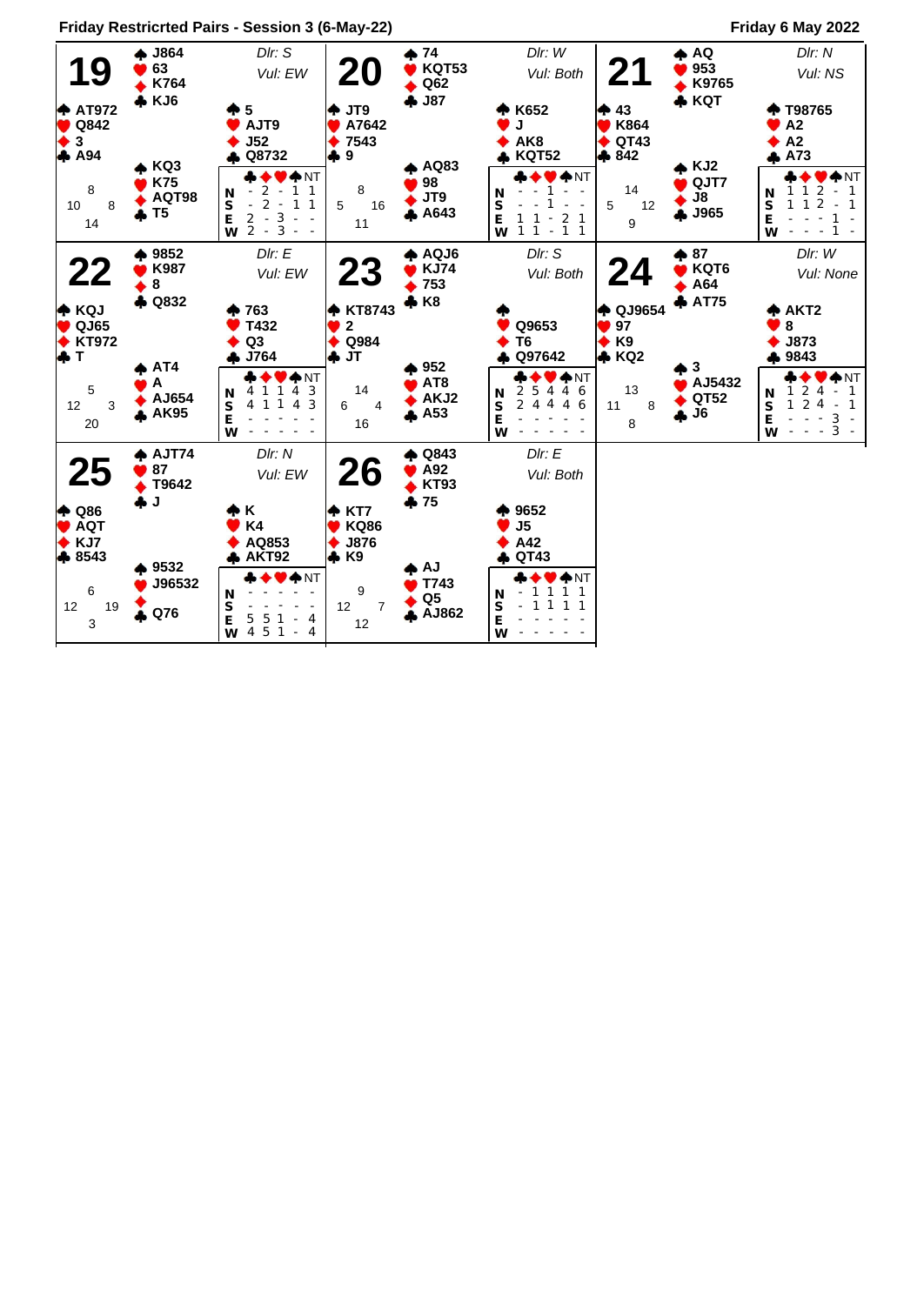# Friday Restricrted Pairs - Session 3 (6-May-22)

Friday 6 May 2022

## Board 19

Dlr: S
Vul: EW

North: ♠ J864 ♥ 63 ♦ K764 ♣ KJ6

West: ♠ AT972 ♥ Q842 ♦ 3 ♣ A94

East: ♠ 5 ♥ AJT9 ♦ J52 ♣ Q8732

South: ♠ KQ3 ♥ K75 ♦ AQT98 ♣ T5

HCP: N 8, W 10, E 8, S 14

| | ♣ | ♦ | ♥ | ♠ | NT |
|---|---|---|---|---|---|
| N | - | 2 | - | 1 | 1 |
| S | - | 2 | - | 1 | 1 |
| E | 2 | - | 3 | - | - |
| W | 2 | - | 3 | - | - |

## Board 20

Dlr: W
Vul: Both

North: ♠ 74 ♥ KQT53 ♦ Q62 ♣ J87

West: ♠ JT9 ♥ A7642 ♦ 7543 ♣ 9

East: ♠ K652 ♥ J ♦ AK8 ♣ KQT52

South: ♠ AQ83 ♥ 98 ♦ JT9 ♣ A643

HCP: N 8, W 5, E 16, S 11

| | ♣ | ♦ | ♥ | ♠ | NT |
|---|---|---|---|---|---|
| N | - | - | 1 | - | - |
| S | - | - | 1 | - | - |
| E | 1 | 1 | - | 2 | 1 |
| W | 1 | 1 | - | 1 | 1 |

## Board 21

Dlr: N
Vul: NS

North: ♠ AQ ♥ 953 ♦ K9765 ♣ KQT

West: ♠ 43 ♥ K864 ♦ QT43 ♣ 842

East: ♠ T98765 ♥ A2 ♦ A2 ♣ A73

South: ♠ KJ2 ♥ QJT7 ♦ J8 ♣ J965

HCP: N 14, W 5, E 12, S 9

| | ♣ | ♦ | ♥ | ♠ | NT |
|---|---|---|---|---|---|
| N | 1 | 1 | 2 | - | 1 |
| S | 1 | 1 | 2 | - | 1 |
| E | - | - | - | 1 | - |
| W | - | - | - | 1 | - |

## Board 22

Dlr: E
Vul: EW

North: ♠ 9852 ♥ K987 ♦ 8 ♣ Q832

West: ♠ KQJ ♥ QJ65 ♦ KT972 ♣ T

East: ♠ 763 ♥ T432 ♦ Q3 ♣ J764

South: ♠ AT4 ♥ A ♦ AJ654 ♣ AK95

HCP: N 5, W 12, E 3, S 20

| | ♣ | ♦ | ♥ | ♠ | NT |
|---|---|---|---|---|---|
| N | 4 | 1 | 1 | 4 | 3 |
| S | 4 | 1 | 1 | 4 | 3 |
| E | - | - | - | - | - |
| W | - | - | - | - | - |

## Board 23

Dlr: S
Vul: Both

North: ♠ AQJ6 ♥ KJ74 ♦ 753 ♣ K8

West: ♠ KT8743 ♥ 2 ♦ Q984 ♣ JT

East: ♠ — ♥ Q9653 ♦ T6 ♣ Q97642

South: ♠ 952 ♥ AT8 ♦ AKJ2 ♣ A53

HCP: N 14, W 6, E 4, S 16

| | ♣ | ♦ | ♥ | ♠ | NT |
|---|---|---|---|---|---|
| N | 2 | 5 | 4 | 4 | 6 |
| S | 2 | 4 | 4 | 4 | 6 |
| E | - | - | - | - | - |
| W | - | - | - | - | - |

## Board 24

Dlr: W
Vul: None

North: ♠ 87 ♥ KQT6 ♦ A64 ♣ AT75

West: ♠ QJ9654 ♥ 97 ♦ K9 ♣ KQ2

East: ♠ AKT2 ♥ 8 ♦ J873 ♣ 9843

South: ♠ 3 ♥ AJ5432 ♦ QT52 ♣ J6

HCP: N 13, W 11, E 8, S 8

| | ♣ | ♦ | ♥ | ♠ | NT |
|---|---|---|---|---|---|
| N | 1 | 2 | 4 | - | 1 |
| S | 1 | 2 | 4 | - | 1 |
| E | - | - | - | 3 | - |
| W | - | - | - | 3 | - |

## Board 25

Dlr: N
Vul: EW

North: ♠ AJT74 ♥ 87 ♦ T9642 ♣ J

West: ♠ Q86 ♥ AQT ♦ KJ7 ♣ 8543

East: ♠ K ♥ K4 ♦ AQ853 ♣ AKT92

South: ♠ 9532 ♥ J96532 ♦ — ♣ Q76

HCP: N 6, W 12, E 19, S 3

| | ♣ | ♦ | ♥ | ♠ | NT |
|---|---|---|---|---|---|
| N | - | - | - | - | - |
| S | - | - | - | - | - |
| E | 5 | 5 | 1 | - | 4 |
| W | 4 | 5 | 1 | - | 4 |

## Board 26

Dlr: E
Vul: Both

North: ♠ Q843 ♥ A92 ♦ KT93 ♣ 75

West: ♠ KT7 ♥ KQ86 ♦ J876 ♣ K9

East: ♠ 9652 ♥ J5 ♦ A42 ♣ QT43

South: ♠ AJ ♥ T743 ♦ Q5 ♣ AJ862

HCP: N 9, W 12, E 7, S 12

| | ♣ | ♦ | ♥ | ♠ | NT |
|---|---|---|---|---|---|
| N | - | 1 | 1 | 1 | 1 |
| S | - | 1 | 1 | 1 | 1 |
| E | - | - | - | - | - |
| W | - | - | - | - | - |